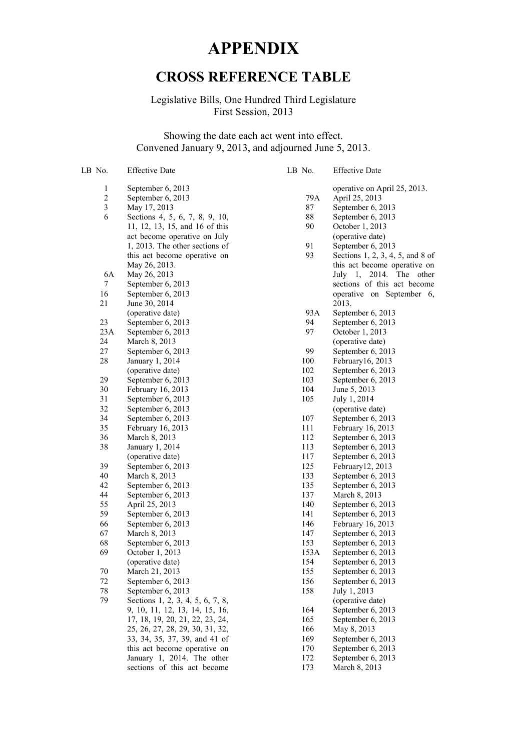# APPENDIX

## CROSS REFERENCE TABLE

Legislative Bills, One Hundred Third Legislature
First Session, 2013

Showing the date each act went into effect.
Convened January 9, 2013, and adjourned June 5, 2013.

| LB No. | Effective Date |
|---|---|
| 1 | September 6, 2013 |
| 2 | September 6, 2013 |
| 3 | May 17, 2013 |
| 6 | Sections 4, 5, 6, 7, 8, 9, 10, 11, 12, 13, 15, and 16 of this act become operative on July 1, 2013. The other sections of this act become operative on May 26, 2013. |
| 6A | May 26, 2013 |
| 7 | September 6, 2013 |
| 16 | September 6, 2013 |
| 21 | June 30, 2014 (operative date) |
| 23 | September 6, 2013 |
| 23A | September 6, 2013 |
| 24 | March 8, 2013 |
| 27 | September 6, 2013 |
| 28 | January 1, 2014 (operative date) |
| 29 | September 6, 2013 |
| 30 | February 16, 2013 |
| 31 | September 6, 2013 |
| 32 | September 6, 2013 |
| 34 | September 6, 2013 |
| 35 | February 16, 2013 |
| 36 | March 8, 2013 |
| 38 | January 1, 2014 (operative date) |
| 39 | September 6, 2013 |
| 40 | March 8, 2013 |
| 42 | September 6, 2013 |
| 44 | September 6, 2013 |
| 55 | April 25, 2013 |
| 59 | September 6, 2013 |
| 66 | September 6, 2013 |
| 67 | March 8, 2013 |
| 68 | September 6, 2013 |
| 69 | October 1, 2013 (operative date) |
| 70 | March 21, 2013 |
| 72 | September 6, 2013 |
| 78 | September 6, 2013 |
| 79 | Sections 1, 2, 3, 4, 5, 6, 7, 8, 9, 10, 11, 12, 13, 14, 15, 16, 17, 18, 19, 20, 21, 22, 23, 24, 25, 26, 27, 28, 29, 30, 31, 32, 33, 34, 35, 37, 39, and 41 of this act become operative on January 1, 2014. The other sections of this act become operative on April 25, 2013. |
| 79A | April 25, 2013 |
| 87 | September 6, 2013 |
| 88 | September 6, 2013 |
| 90 | October 1, 2013 (operative date) |
| 91 | September 6, 2013 |
| 93 | Sections 1, 2, 3, 4, 5, and 8 of this act become operative on July 1, 2014. The other sections of this act become operative on September 6, 2013. |
| 93A | September 6, 2013 |
| 94 | September 6, 2013 |
| 97 | October 1, 2013 (operative date) |
| 99 | September 6, 2013 |
| 100 | February16, 2013 |
| 102 | September 6, 2013 |
| 103 | September 6, 2013 |
| 104 | June 5, 2013 |
| 105 | July 1, 2014 (operative date) |
| 107 | September 6, 2013 |
| 111 | February 16, 2013 |
| 112 | September 6, 2013 |
| 113 | September 6, 2013 |
| 117 | September 6, 2013 |
| 125 | February12, 2013 |
| 133 | September 6, 2013 |
| 135 | September 6, 2013 |
| 137 | March 8, 2013 |
| 140 | September 6, 2013 |
| 141 | September 6, 2013 |
| 146 | February 16, 2013 |
| 147 | September 6, 2013 |
| 153 | September 6, 2013 |
| 153A | September 6, 2013 |
| 154 | September 6, 2013 |
| 155 | September 6, 2013 |
| 156 | September 6, 2013 |
| 158 | July 1, 2013 (operative date) |
| 164 | September 6, 2013 |
| 165 | September 6, 2013 |
| 166 | May 8, 2013 |
| 169 | September 6, 2013 |
| 170 | September 6, 2013 |
| 172 | September 6, 2013 |
| 173 | March 8, 2013 |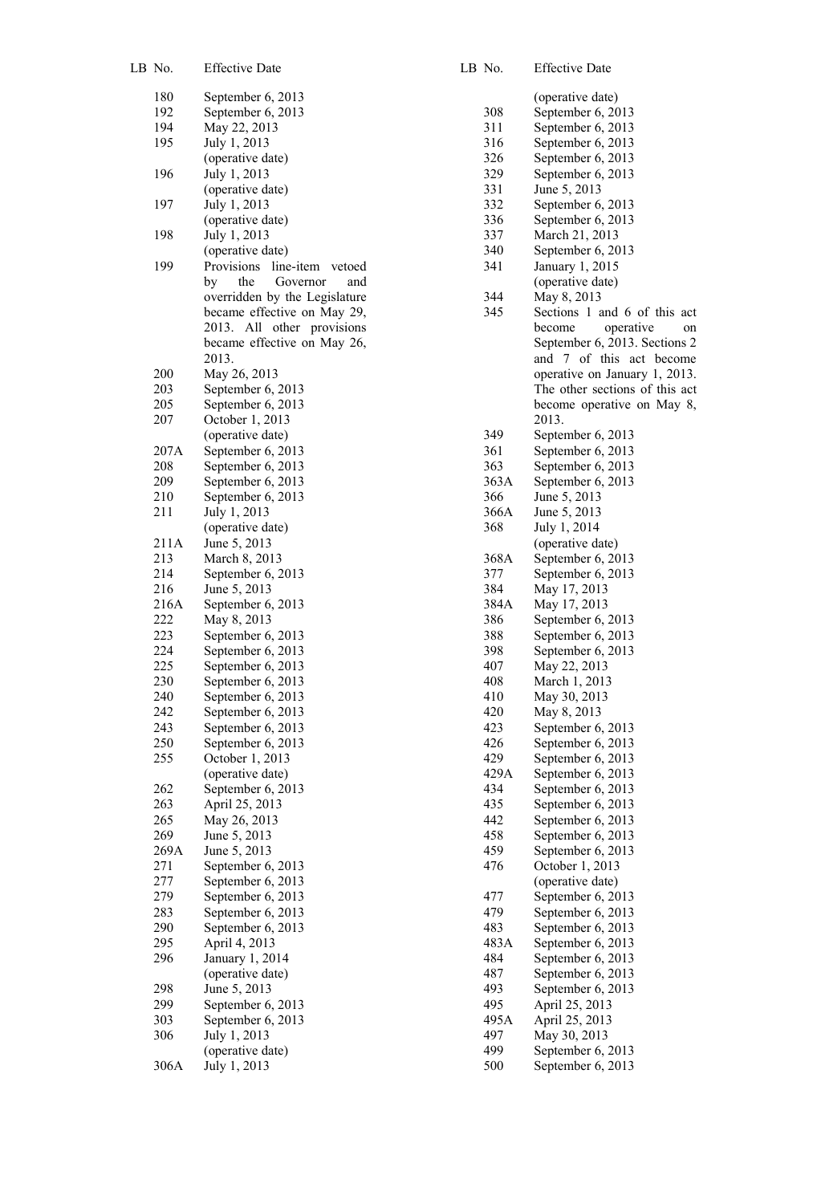| LB No. | Effective Date |
|---|---|
| 180 | September 6, 2013 |
| 192 | September 6, 2013 |
| 194 | May 22, 2013 |
| 195 | July 1, 2013 (operative date) |
| 196 | July 1, 2013 (operative date) |
| 197 | July 1, 2013 (operative date) |
| 198 | July 1, 2013 (operative date) |
| 199 | Provisions line-item vetoed by the Governor and overridden by the Legislature became effective on May 29, 2013. All other provisions became effective on May 26, 2013. |
| 200 | May 26, 2013 |
| 203 | September 6, 2013 |
| 205 | September 6, 2013 |
| 207 | October 1, 2013 (operative date) |
| 207A | September 6, 2013 |
| 208 | September 6, 2013 |
| 209 | September 6, 2013 |
| 210 | September 6, 2013 |
| 211 | July 1, 2013 (operative date) |
| 211A | June 5, 2013 |
| 213 | March 8, 2013 |
| 214 | September 6, 2013 |
| 216 | June 5, 2013 |
| 216A | September 6, 2013 |
| 222 | May 8, 2013 |
| 223 | September 6, 2013 |
| 224 | September 6, 2013 |
| 225 | September 6, 2013 |
| 230 | September 6, 2013 |
| 240 | September 6, 2013 |
| 242 | September 6, 2013 |
| 243 | September 6, 2013 |
| 250 | September 6, 2013 |
| 255 | October 1, 2013 (operative date) |
| 262 | September 6, 2013 |
| 263 | April 25, 2013 |
| 265 | May 26, 2013 |
| 269 | June 5, 2013 |
| 269A | June 5, 2013 |
| 271 | September 6, 2013 |
| 277 | September 6, 2013 |
| 279 | September 6, 2013 |
| 283 | September 6, 2013 |
| 290 | September 6, 2013 |
| 295 | April 4, 2013 |
| 296 | January 1, 2014 (operative date) |
| 298 | June 5, 2013 |
| 299 | September 6, 2013 |
| 303 | September 6, 2013 |
| 306 | July 1, 2013 (operative date) |
| 306A | July 1, 2013 (operative date) |
| 308 | September 6, 2013 |
| 311 | September 6, 2013 |
| 316 | September 6, 2013 |
| 326 | September 6, 2013 |
| 329 | September 6, 2013 |
| 331 | June 5, 2013 |
| 332 | September 6, 2013 |
| 336 | September 6, 2013 |
| 337 | March 21, 2013 |
| 340 | September 6, 2013 |
| 341 | January 1, 2015 (operative date) |
| 344 | May 8, 2013 |
| 345 | Sections 1 and 6 of this act become operative on September 6, 2013. Sections 2 and 7 of this act become operative on January 1, 2013. The other sections of this act become operative on May 8, 2013. |
| 349 | September 6, 2013 |
| 361 | September 6, 2013 |
| 363 | September 6, 2013 |
| 363A | September 6, 2013 |
| 366 | June 5, 2013 |
| 366A | June 5, 2013 |
| 368 | July 1, 2014 (operative date) |
| 368A | September 6, 2013 |
| 377 | September 6, 2013 |
| 384 | May 17, 2013 |
| 384A | May 17, 2013 |
| 386 | September 6, 2013 |
| 388 | September 6, 2013 |
| 398 | September 6, 2013 |
| 407 | May 22, 2013 |
| 408 | March 1, 2013 |
| 410 | May 30, 2013 |
| 420 | May 8, 2013 |
| 423 | September 6, 2013 |
| 426 | September 6, 2013 |
| 429 | September 6, 2013 |
| 429A | September 6, 2013 |
| 434 | September 6, 2013 |
| 435 | September 6, 2013 |
| 442 | September 6, 2013 |
| 458 | September 6, 2013 |
| 459 | September 6, 2013 |
| 476 | October 1, 2013 (operative date) |
| 477 | September 6, 2013 |
| 479 | September 6, 2013 |
| 483 | September 6, 2013 |
| 483A | September 6, 2013 |
| 484 | September 6, 2013 |
| 487 | September 6, 2013 |
| 493 | September 6, 2013 |
| 495 | April 25, 2013 |
| 495A | April 25, 2013 |
| 497 | May 30, 2013 |
| 499 | September 6, 2013 |
| 500 | September 6, 2013 |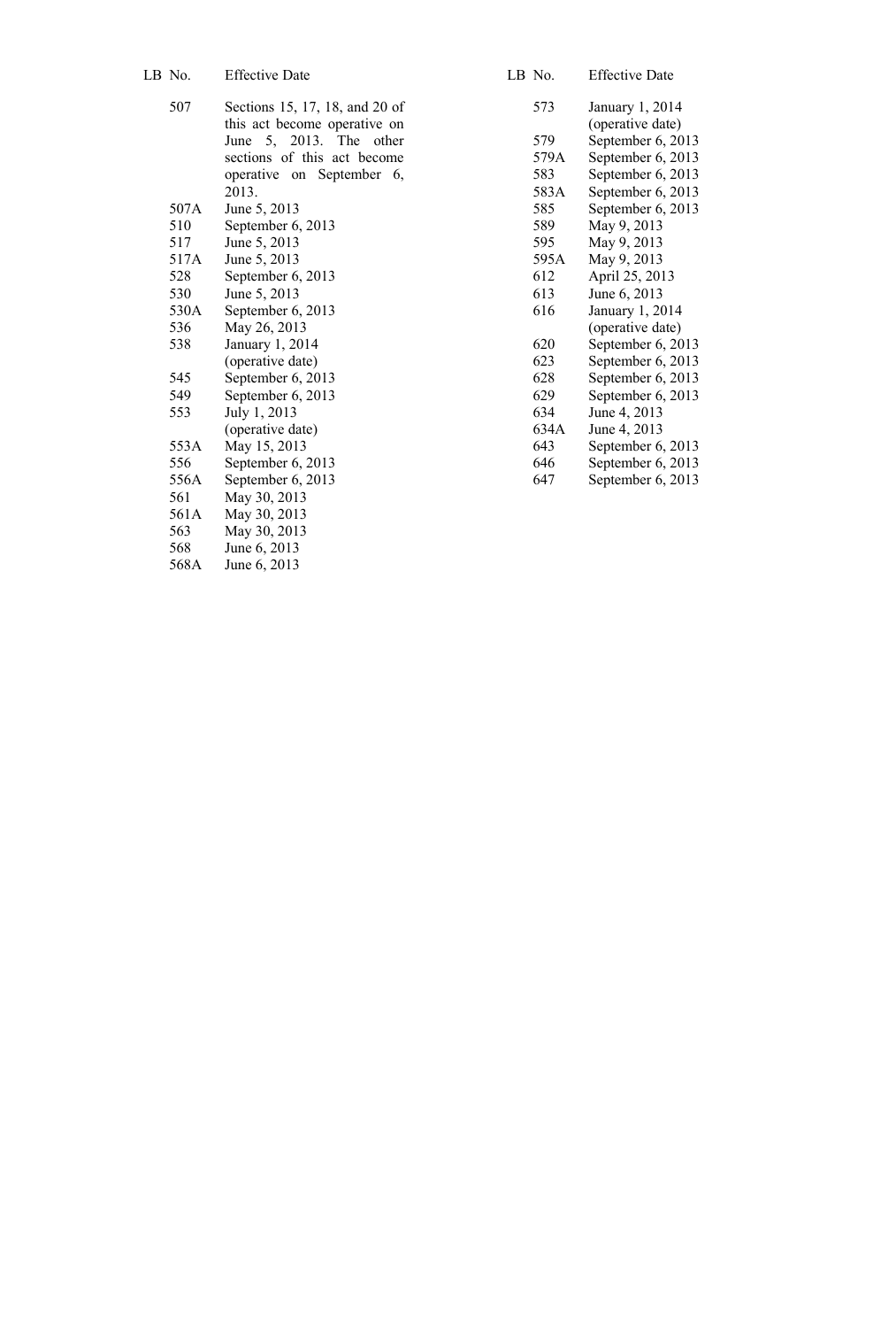| LB No. | Effective Date |
|---|---|
| 507 | Sections 15, 17, 18, and 20 of this act become operative on June 5, 2013. The other sections of this act become operative on September 6, 2013. |
| 507A | June 5, 2013 |
| 510 | September 6, 2013 |
| 517 | June 5, 2013 |
| 517A | June 5, 2013 |
| 528 | September 6, 2013 |
| 530 | June 5, 2013 |
| 530A | September 6, 2013 |
| 536 | May 26, 2013 |
| 538 | January 1, 2014 (operative date) |
| 545 | September 6, 2013 |
| 549 | September 6, 2013 |
| 553 | July 1, 2013 (operative date) |
| 553A | May 15, 2013 |
| 556 | September 6, 2013 |
| 556A | September 6, 2013 |
| 561 | May 30, 2013 |
| 561A | May 30, 2013 |
| 563 | May 30, 2013 |
| 568 | June 6, 2013 |
| 568A | June 6, 2013 |
| 573 | January 1, 2014 (operative date) |
| 579 | September 6, 2013 |
| 579A | September 6, 2013 |
| 583 | September 6, 2013 |
| 583A | September 6, 2013 |
| 585 | September 6, 2013 |
| 589 | May 9, 2013 |
| 595 | May 9, 2013 |
| 595A | May 9, 2013 |
| 612 | April 25, 2013 |
| 613 | June 6, 2013 |
| 616 | January 1, 2014 (operative date) |
| 620 | September 6, 2013 |
| 623 | September 6, 2013 |
| 628 | September 6, 2013 |
| 629 | September 6, 2013 |
| 634 | June 4, 2013 |
| 634A | June 4, 2013 |
| 643 | September 6, 2013 |
| 646 | September 6, 2013 |
| 647 | September 6, 2013 |